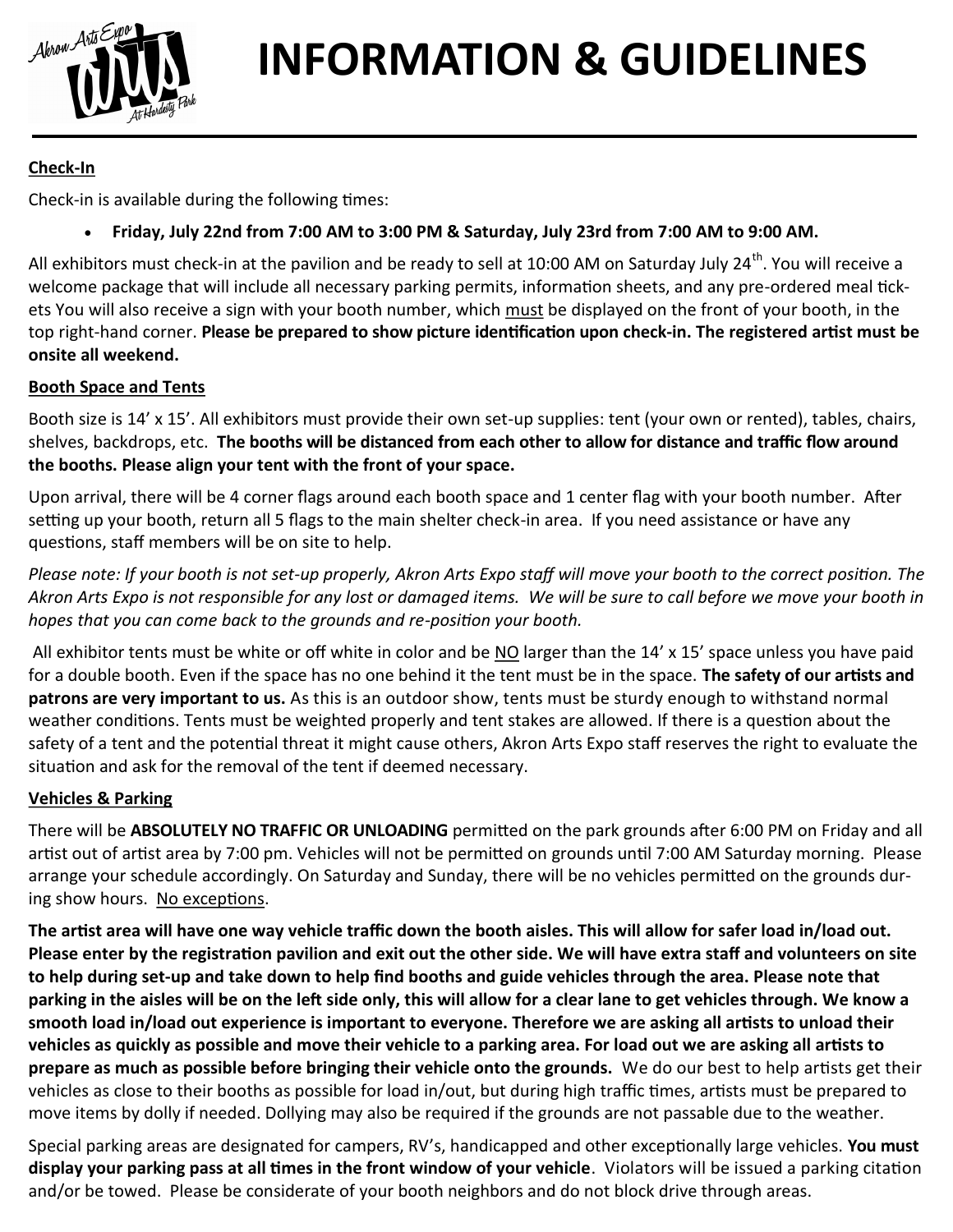# INFORMATION & GUIDELINES

**Check-In**

Check-in is available during the following times:

- **Friday, July 22nd from 7:00 AM to 3:00 PM & Saturday, July 23rd from 7:00 AM to 9:00 AM.**

All exhibitors must check-in at the pavilion and be ready to sell at 10:00 AM on Saturday July 24th. You will receive a welcome package that will include all necessary parking permits, information sheets, and any pre-ordered meal tickets You will also receive a sign with your booth number, which <u>must</u> be displayed on the front of your booth, in the top right-hand corner. **Please be prepared to show picture identification upon check-in. The registered artist must be onsite all weekend.**

**Booth Space and Tents**

Booth size is 14' x 15'. All exhibitors must provide their own set-up supplies: tent (your own or rented), tables, chairs, shelves, backdrops, etc. **The booths will be distanced from each other to allow for distance and traffic flow around the booths. Please align your tent with the front of your space.**

Upon arrival, there will be 4 corner flags around each booth space and 1 center flag with your booth number. After setting up your booth, return all 5 flags to the main shelter check-in area. If you need assistance or have any questions, staff members will be on site to help.

*Please note: If your booth is not set-up properly, Akron Arts Expo staff will move your booth to the correct position. The Akron Arts Expo is not responsible for any lost or damaged items. We will be sure to call before we move your booth in hopes that you can come back to the grounds and re-position your booth.*

All exhibitor tents must be white or off white in color and be <u>NO</u> larger than the 14' x 15' space unless you have paid for a double booth. Even if the space has no one behind it the tent must be in the space. **The safety of our artists and patrons are very important to us.** As this is an outdoor show, tents must be sturdy enough to withstand normal weather conditions. Tents must be weighted properly and tent stakes are allowed. If there is a question about the safety of a tent and the potential threat it might cause others, Akron Arts Expo staff reserves the right to evaluate the situation and ask for the removal of the tent if deemed necessary.

**Vehicles & Parking**

There will be **ABSOLUTELY NO TRAFFIC OR UNLOADING** permitted on the park grounds after 6:00 PM on Friday and all artist out of artist area by 7:00 pm. Vehicles will not be permitted on grounds until 7:00 AM Saturday morning. Please arrange your schedule accordingly. On Saturday and Sunday, there will be no vehicles permitted on the grounds during show hours. <u>No exceptions</u>.

**The artist area will have one way vehicle traffic down the booth aisles. This will allow for safer load in/load out. Please enter by the registration pavilion and exit out the other side. We will have extra staff and volunteers on site to help during set-up and take down to help find booths and guide vehicles through the area. Please note that parking in the aisles will be on the left side only, this will allow for a clear lane to get vehicles through. We know a smooth load in/load out experience is important to everyone. Therefore we are asking all artists to unload their vehicles as quickly as possible and move their vehicle to a parking area. For load out we are asking all artists to prepare as much as possible before bringing their vehicle onto the grounds.** We do our best to help artists get their vehicles as close to their booths as possible for load in/out, but during high traffic times, artists must be prepared to move items by dolly if needed. Dollying may also be required if the grounds are not passable due to the weather.

Special parking areas are designated for campers, RV's, handicapped and other exceptionally large vehicles. **You must display your parking pass at all times in the front window of your vehicle**. Violators will be issued a parking citation and/or be towed. Please be considerate of your booth neighbors and do not block drive through areas.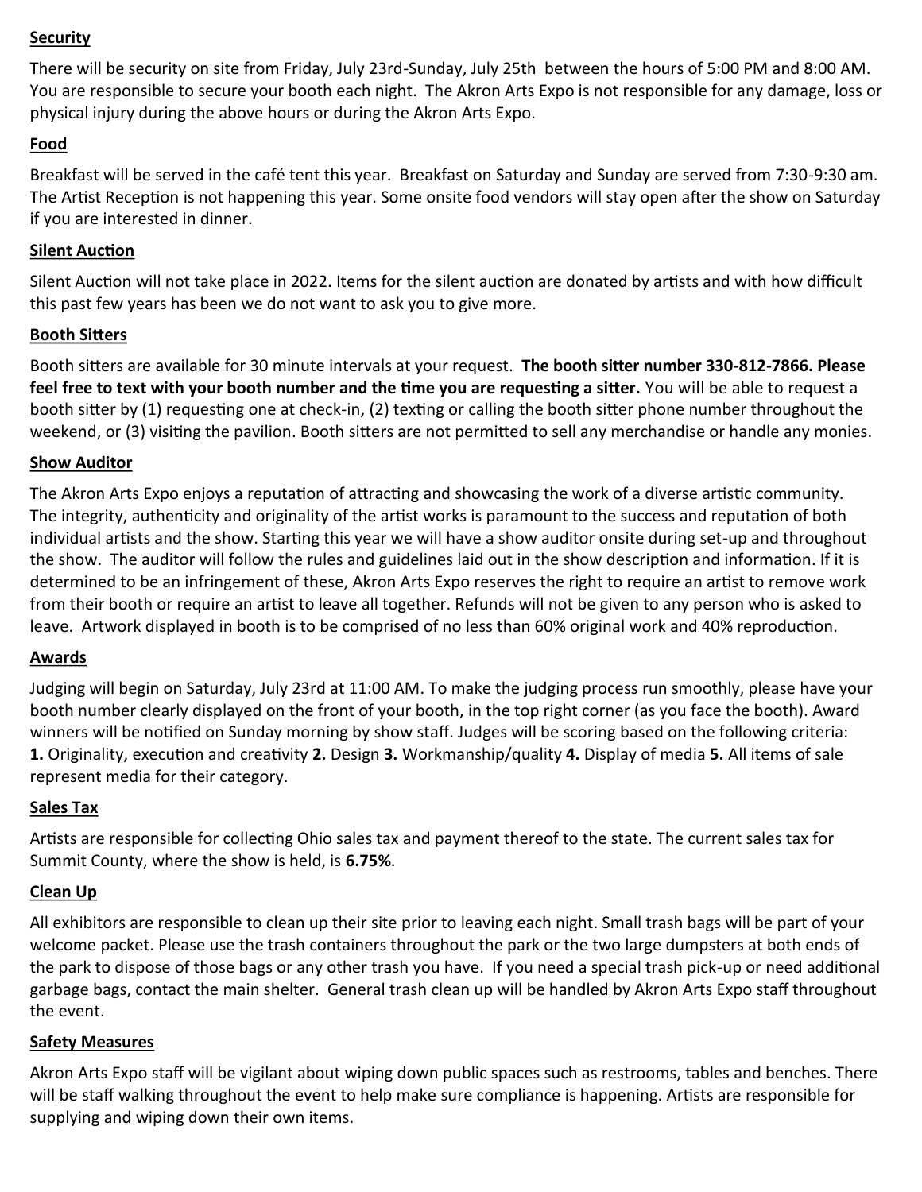## Security

There will be security on site from Friday, July 23rd-Sunday, July 25th between the hours of 5:00 PM and 8:00 AM. You are responsible to secure your booth each night. The Akron Arts Expo is not responsible for any damage, loss or physical injury during the above hours or during the Akron Arts Expo.

## Food

Breakfast will be served in the café tent this year. Breakfast on Saturday and Sunday are served from 7:30-9:30 am. The Artist Reception is not happening this year. Some onsite food vendors will stay open after the show on Saturday if you are interested in dinner.

## Silent Auction

Silent Auction will not take place in 2022. Items for the silent auction are donated by artists and with how difficult this past few years has been we do not want to ask you to give more.

## Booth Sitters

Booth sitters are available for 30 minute intervals at your request. **The booth sitter number 330-812-7866. Please feel free to text with your booth number and the time you are requesting a sitter.** You will be able to request a booth sitter by (1) requesting one at check-in, (2) texting or calling the booth sitter phone number throughout the weekend, or (3) visiting the pavilion. Booth sitters are not permitted to sell any merchandise or handle any monies.

## Show Auditor

The Akron Arts Expo enjoys a reputation of attracting and showcasing the work of a diverse artistic community. The integrity, authenticity and originality of the artist works is paramount to the success and reputation of both individual artists and the show. Starting this year we will have a show auditor onsite during set-up and throughout the show. The auditor will follow the rules and guidelines laid out in the show description and information. If it is determined to be an infringement of these, Akron Arts Expo reserves the right to require an artist to remove work from their booth or require an artist to leave all together. Refunds will not be given to any person who is asked to leave. Artwork displayed in booth is to be comprised of no less than 60% original work and 40% reproduction.

## Awards

Judging will begin on Saturday, July 23rd at 11:00 AM. To make the judging process run smoothly, please have your booth number clearly displayed on the front of your booth, in the top right corner (as you face the booth). Award winners will be notified on Sunday morning by show staff. Judges will be scoring based on the following criteria: **1.** Originality, execution and creativity **2.** Design **3.** Workmanship/quality **4.** Display of media **5.** All items of sale represent media for their category.

## Sales Tax

Artists are responsible for collecting Ohio sales tax and payment thereof to the state. The current sales tax for Summit County, where the show is held, is **6.75%**.

## Clean Up

All exhibitors are responsible to clean up their site prior to leaving each night. Small trash bags will be part of your welcome packet. Please use the trash containers throughout the park or the two large dumpsters at both ends of the park to dispose of those bags or any other trash you have. If you need a special trash pick-up or need additional garbage bags, contact the main shelter. General trash clean up will be handled by Akron Arts Expo staff throughout the event.

## Safety Measures

Akron Arts Expo staff will be vigilant about wiping down public spaces such as restrooms, tables and benches. There will be staff walking throughout the event to help make sure compliance is happening. Artists are responsible for supplying and wiping down their own items.